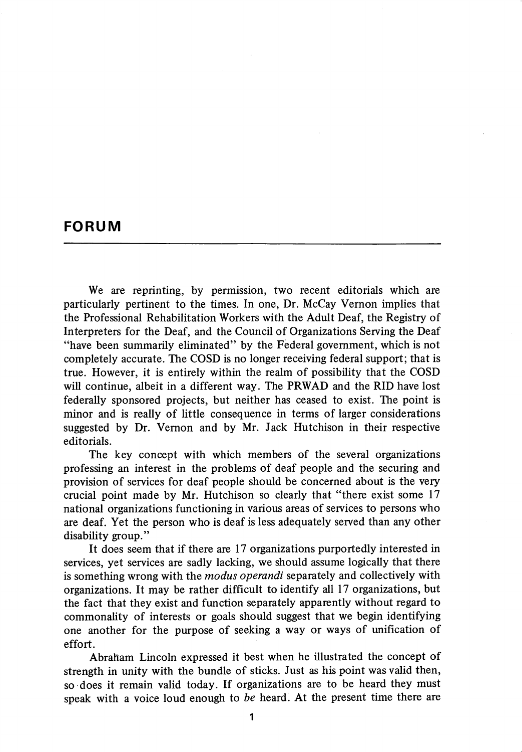# FORUM

We are reprinting, by permission, two recent editorials which are particularly pertinent to the times. In one, Dr. McCay Vernon implies that the Professional Rehabilitation Workers with the Adult Deaf, the Registry of Interpreters for the Deaf, and the Council of Organizations Serving the Deaf "have been summarily eliminated" by the Federal government, which is not completely accurate. The COSD is no longer receiving federal support; that is true. However, it is entirely within the realm of possibility that the COSD will continue, albeit in a different way. The PRWAD and the RID have lost federally sponsored projects, but neither has ceased to exist. The point is minor and is really of little consequence in terms of larger considerations suggested by Dr. Vernon and by Mr. Jack Hutchison in their respective editorials.

The key concept with which members of the several organizations professing an interest in the problems of deaf people and the securing and provision of services for deaf people should be concerned about is the very crucial point made by Mr. Hutchison so clearly that "there exist some 17 national organizations functioning in various areas of services to persons who are deaf. Yet the person who is deaf is less adequately served than any other disability group."

It does seem that if there are 17 organizations purportedly interested in services, yet services are sadly lacking, we should assume logically that there is something wrong with the *modus operandi* separately and collectively with organizations. It may be rather difficult to identify all 17 organizations, but the fact that they exist and function separately apparently without regard to commonality of interests or goals should suggest that we begin identifying one another for the purpose of seeking a way or ways of unification of effort.

Abraham Lincoln expressed it best when he illustrated the concept of strength in unity with the bundle of sticks. Just as his point was valid then, so does it remain valid today. If organizations are to be heard they must speak with a voice loud enough to *be* heard. At the present time there are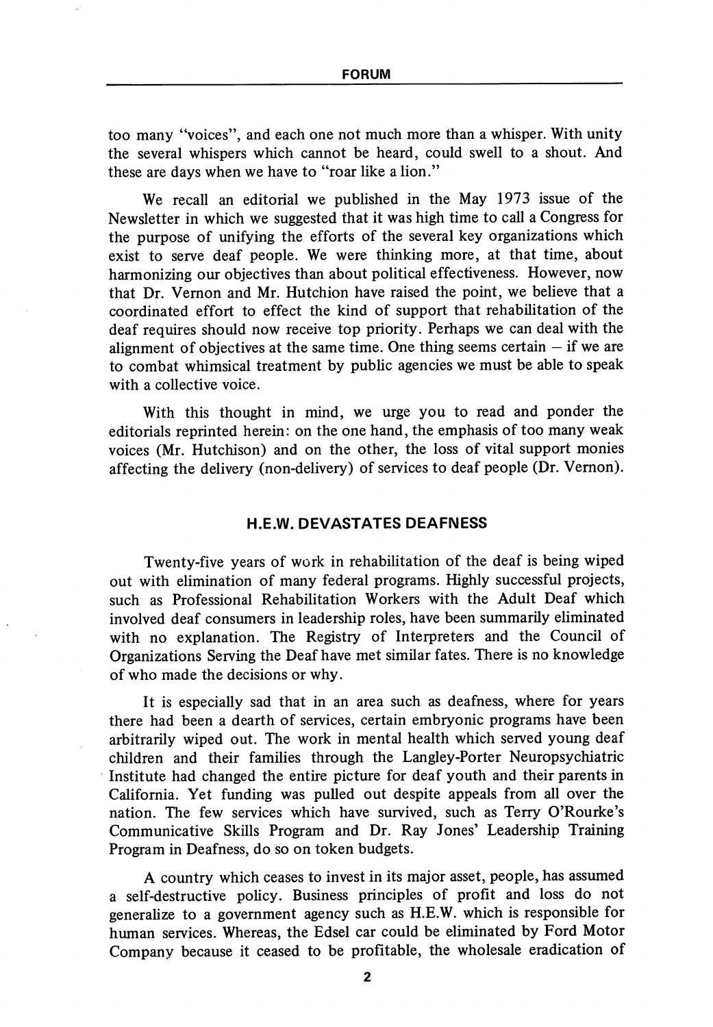too many "voices", and each one not much more than a whisper. With unity the several whispers which cannot be heard, could swell to a shout. And these are days when we have to "roar like a lion."

We recall an editorial we published in the May 1973 issue of the Newsletter in which we suggested that it was high time to call a Congress for the purpose of unifying the efforts of the several key organizations which exist to serve deaf people. We were thinking more, at that time, about harmonizing our objectives than about political effectiveness. However, now that Dr. Vernon and Mr. Hutchion have raised the point, we believe that a coordinated effort to effect the kind of support that rehabilitation of the deaf requires should now receive top priority. Perhaps we can deal with the alignment of objectives at the same time. One thing seems certain – if we are to combat whimsical treatment by public agencies we must be able to speak with a collective voice.

With this thought in mind, we urge you to read and ponder the editorials reprinted herein: on the one hand, the emphasis of too many weak voices (Mr. Hutchison) and on the other, the loss of vital support monies affecting the delivery (non-delivery) of services to deaf people (Dr. Vernon).

## H.E.W. DEVASTATES DEAFNESS

Twenty-five years of work in rehabilitation of the deaf is being wiped out with elimination of many federal programs. Highly successful projects, such as Professional Rehabilitation Workers with the Adult Deaf which involved deaf consumers in leadership roles, have been summarily eliminated with no explanation. The Registry of Interpreters and the Council of Organizations Serving the Deaf have met similar fates. There is no knowledge of who made the decisions or why.

It is especially sad that in an area such as deafness, where for years there had been a dearth of services, certain embryonic programs have been arbitrarily wiped out. The work in mental health which served young deaf children and their families through the Langley-Porter Neuropsychiatric Institute had changed the entire picture for deaf youth and their parents in California. Yet funding was pulled out despite appeals from all over the nation. The few services which have survived, such as Terry O'Rourke's Communicative Skills Program and Dr. Ray Jones' Leadership Training Program in Deafness, do so on token budgets.

A country which ceases to invest in its major asset, people, has assumed a self-destructive policy. Business principles of profit and loss do not generalize to a government agency such as H.E.W. which is responsible for human services. Whereas, the Edsel car could be eliminated by Ford Motor Company because it ceased to be profitable, the wholesale eradication of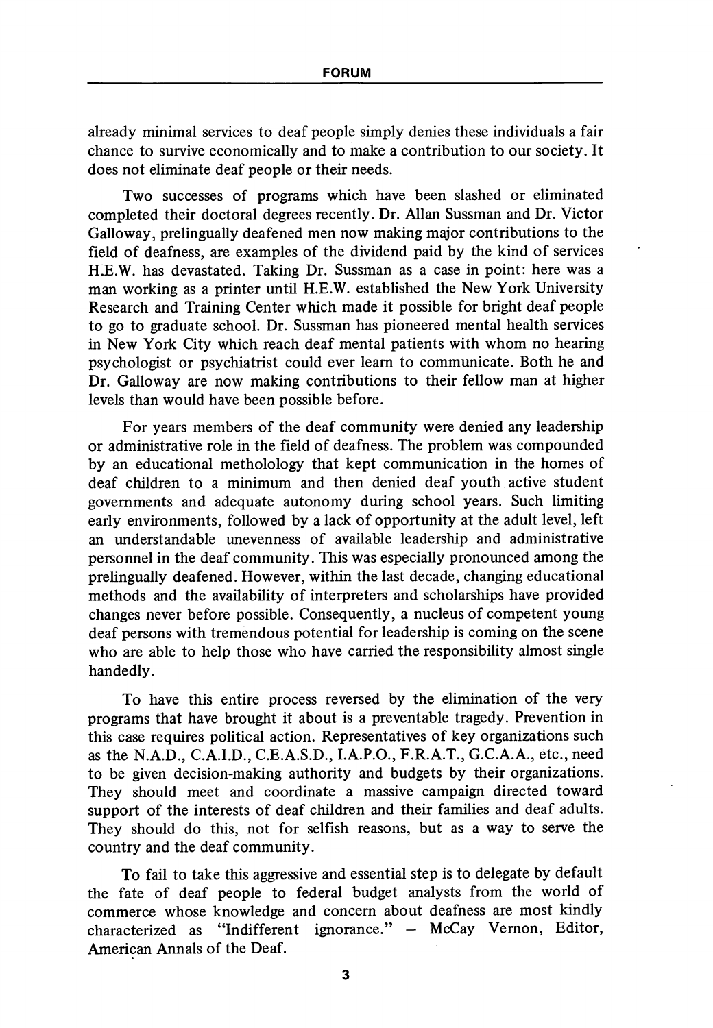already minimal services to deaf people simply denies these individuals a fair chance to survive economically and to make a contribution to our society. It does not eliminate deaf people or their needs.

Two successes of programs which have been slashed or eliminated completed their doctoral degrees recently. Dr. Allan Sussman and Dr. Victor Galloway, prelingually deafened men now making major contributions to the field of deafness, are examples of the dividend paid by the kind of services H.E.W. has devastated. Taking Dr. Sussman as a case in point: here was a man working as a printer until H.E.W. established the New York University Research and Training Center which made it possible for bright deaf people to go to graduate school. Dr. Sussman has pioneered mental health services in New York City which reach deaf mental patients with whom no hearing psychologist or psychiatrist could ever learn to communicate. Both he and Dr. Galloway are now making contributions to their fellow man at higher levels than would have been possible before.

For years members of the deaf community were denied any leadership or administrative role in the field of deafness. The problem was compounded by an educational metholology that kept communication in the homes of deaf children to a minimum and then denied deaf youth active student governments and adequate autonomy during school years. Such limiting early environments, followed by a lack of opportunity at the adult level, left an understandable unevenness of available leadership and administrative personnel in the deaf community. This was especially pronounced among the prelingually deafened. However, within the last decade, changing educational methods and the availability of interpreters and scholarships have provided changes never before possible. Consequently, a nucleus of competent young deaf persons with tremendous potential for leadership is coming on the scene who are able to help those who have carried the responsibility almost single handedly.

To have this entire process reversed by the elimination of the very programs that have brought it about is a preventable tragedy. Prevention in this case requires political action. Representatives of key organizations such as the N.A.D., C.A.I.D., C.E.A.S.D., I.A.P.O., F.R.A.T., G.C.A.A., etc., need to be given decision-making authority and budgets by their organizations. They should meet and coordinate a massive campaign directed toward support of the interests of deaf children and their families and deaf adults. They should do this, not for selfish reasons, but as a way to serve the country and the deaf community.

To fail to take this aggressive and essential step is to delegate by default the fate of deaf people to federal budget analysts from the world of commerce whose knowledge and concern about deafness are most kindly characterized as "Indifferent ignorance." — McCay Vernon, Editor, American Annals of the Deaf.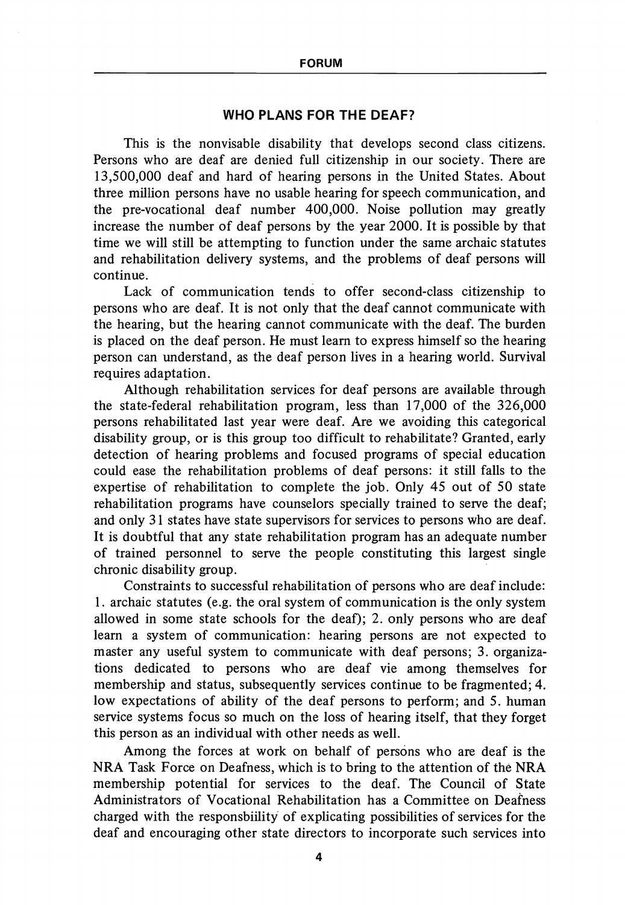## WHO PLANS FOR THE DEAF?

This is the nonvisable disability that develops second class citizens. Persons who are deaf are denied full citizenship in our society. There are 13,500,000 deaf and hard of hearing persons in the United States. About three million persons have no usable hearing for speech communication, and the pre-vocational deaf number 400,000. Noise pollution may greatly increase the number of deaf persons by the year 2000. It is possible by that time we will still be attempting to function under the same archaic statutes and rehabilitation delivery systems, and the problems of deaf persons will continue.

Lack of communication tends to offer second-class citizenship to persons who are deaf. It is not only that the deaf cannot communicate with the hearing, but the hearing cannot communicate with the deaf. The burden is placed on the deaf person. He must learn to express himself so the hearing person can understand, as the deaf person lives in a hearing world. Survival requires adaptation.

Although rehabilitation services for deaf persons are available through the state-federal rehabilitation program, less than 17,000 of the 326,000 persons rehabilitated last year were deaf. Are we avoiding this categorical disability group, or is this group too difficult to rehabilitate? Granted, early detection of hearing problems and focused programs of special education could ease the rehabilitation problems of deaf persons: it still falls to the expertise of rehabilitation to complete the job. Only 45 out of 50 state rehabilitation programs have counselors specially trained to serve the deaf; and only 31 states have state supervisors for services to persons who are deaf. It is doubtful that any state rehabilitation program has an adequate number of trained personnel to serve the people constituting this largest single chronic disability group.

Constraints to successful rehabilitation of persons who are deaf include: 1. archaic statutes (e.g. the oral system of communication is the only system allowed in some state schools for the deaf); 2. only persons who are deaf learn a system of communication: hearing persons are not expected to master any useful system to communicate with deaf persons; 3. organizations dedicated to persons who are deaf vie among themselves for membership and status, subsequently services continue to be fragmented; 4. low expectations of ability of the deaf persons to perform; and 5. human service systems focus so much on the loss of hearing itself, that they forget this person as an individual with other needs as well.

Among the forces at work on behalf of persons who are deaf is the NRA Task Force on Deafness, which is to bring to the attention of the NRA membership potential for services to the deaf. The Council of State Administrators of Vocational Rehabilitation has a Committee on Deafness charged with the responsbiility of explicating possibilities of services for the deaf and encouraging other state directors to incorporate such services into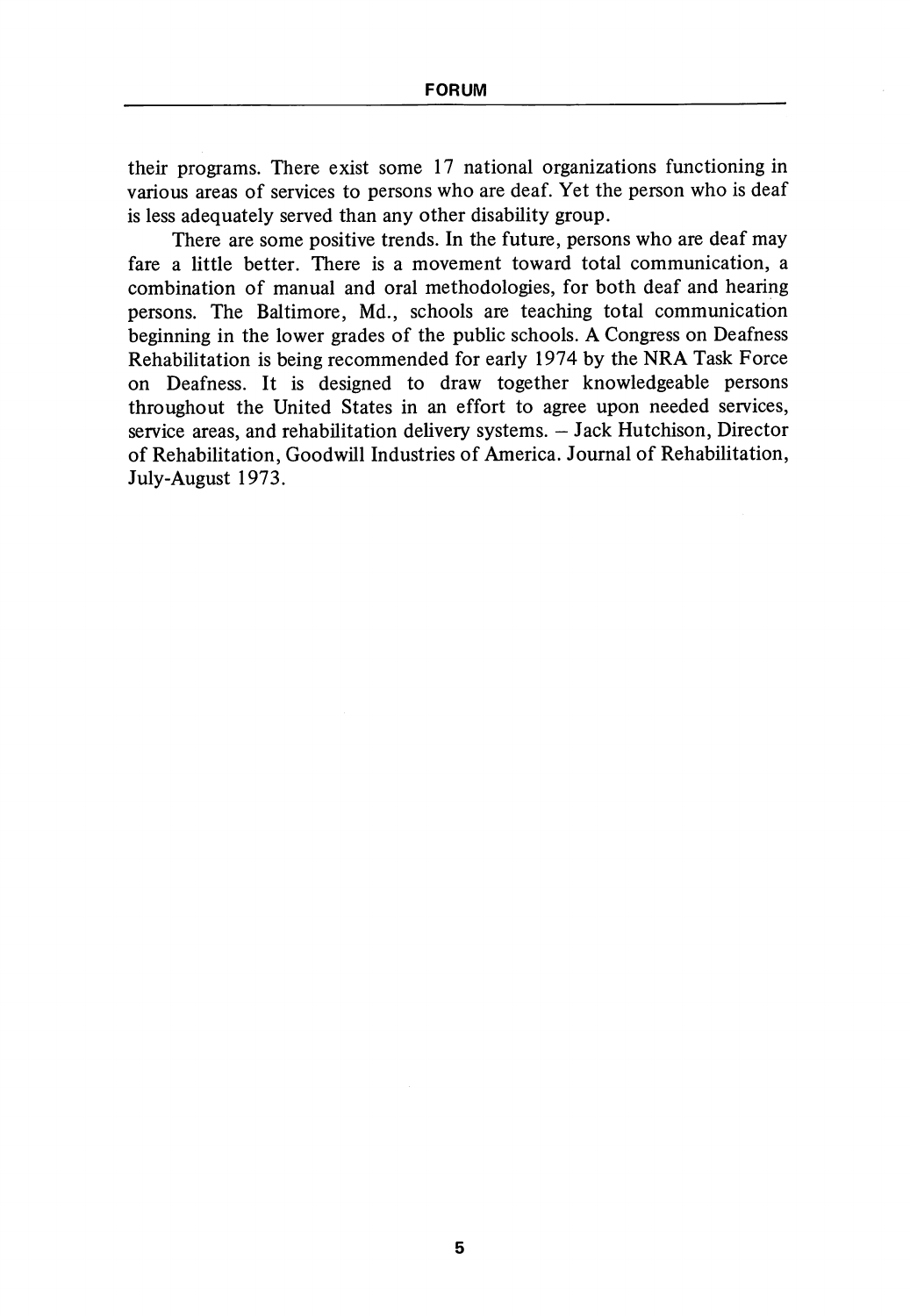their programs. There exist some 17 national organizations functioning in various areas of services to persons who are deaf. Yet the person who is deaf is less adequately served than any other disability group.

There are some positive trends. In the future, persons who are deaf may fare a little better. There is a movement toward total communication, a combination of manual and oral methodologies, for both deaf and hearing persons. The Baltimore, Md., schools are teaching total communication beginning in the lower grades of the public schools. A Congress on Deafness Rehabilitation is being recommended for early 1974 by the NRA Task Force on Deafness. It is designed to draw together knowledgeable persons throughout the United States in an effort to agree upon needed services, service areas, and rehabilitation delivery systems. – Jack Hutchison, Director of Rehabilitation, Goodwill Industries of America. Journal of Rehabilitation, July-August 1973.